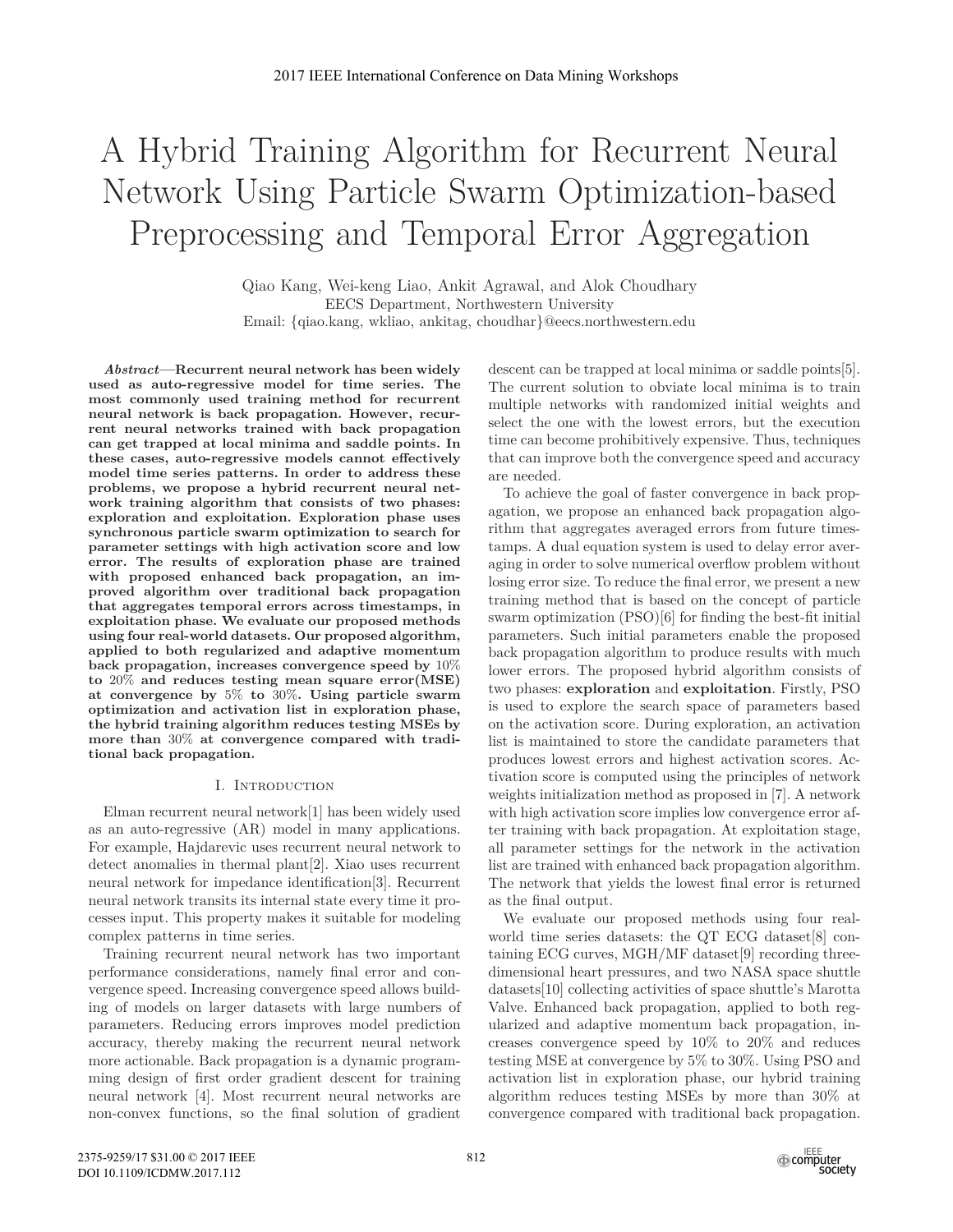# A Hybrid Training Algorithm for Recurrent Neural Network Using Particle Swarm Optimization-based Preprocessing and Temporal Error Aggregation

Qiao Kang, Wei-keng Liao, Ankit Agrawal, and Alok Choudhary
EECS Department, Northwestern University
Email: {qiao.kang, wkliao, ankitag, choudhar}@eecs.northwestern.edu

***Abstract*—Recurrent neural network has been widely used as auto-regressive model for time series. The most commonly used training method for recurrent neural network is back propagation. However, recurrent neural networks trained with back propagation can get trapped at local minima and saddle points. In these cases, auto-regressive models cannot effectively model time series patterns. In order to address these problems, we propose a hybrid recurrent neural network training algorithm that consists of two phases: exploration and exploitation. Exploration phase uses synchronous particle swarm optimization to search for parameter settings with high activation score and low error. The results of exploration phase are trained with proposed enhanced back propagation, an improved algorithm over traditional back propagation that aggregates temporal errors across timestamps, in exploitation phase. We evaluate our proposed methods using four real-world datasets. Our proposed algorithm, applied to both regularized and adaptive momentum back propagation, increases convergence speed by 10% to 20% and reduces testing mean square error(MSE) at convergence by 5% to 30%. Using particle swarm optimization and activation list in exploration phase, the hybrid training algorithm reduces testing MSEs by more than 30% at convergence compared with traditional back propagation.**

## I. Introduction

Elman recurrent neural network[1] has been widely used as an auto-regressive (AR) model in many applications. For example, Hajdarevic uses recurrent neural network to detect anomalies in thermal plant[2]. Xiao uses recurrent neural network for impedance identification[3]. Recurrent neural network transits its internal state every time it processes input. This property makes it suitable for modeling complex patterns in time series.

Training recurrent neural network has two important performance considerations, namely final error and convergence speed. Increasing convergence speed allows building of models on larger datasets with large numbers of parameters. Reducing errors improves model prediction accuracy, thereby making the recurrent neural network more actionable. Back propagation is a dynamic programming design of first order gradient descent for training neural network [4]. Most recurrent neural networks are non-convex functions, so the final solution of gradient descent can be trapped at local minima or saddle points[5]. The current solution to obviate local minima is to train multiple networks with randomized initial weights and select the one with the lowest errors, but the execution time can become prohibitively expensive. Thus, techniques that can improve both the convergence speed and accuracy are needed.

To achieve the goal of faster convergence in back propagation, we propose an enhanced back propagation algorithm that aggregates averaged errors from future timestamps. A dual equation system is used to delay error averaging in order to solve numerical overflow problem without losing error size. To reduce the final error, we present a new training method that is based on the concept of particle swarm optimization (PSO)[6] for finding the best-fit initial parameters. Such initial parameters enable the proposed back propagation algorithm to produce results with much lower errors. The proposed hybrid algorithm consists of two phases: **exploration** and **exploitation**. Firstly, PSO is used to explore the search space of parameters based on the activation score. During exploration, an activation list is maintained to store the candidate parameters that produces lowest errors and highest activation scores. Activation score is computed using the principles of network weights initialization method as proposed in [7]. A network with high activation score implies low convergence error after training with back propagation. At exploitation stage, all parameter settings for the network in the activation list are trained with enhanced back propagation algorithm. The network that yields the lowest final error is returned as the final output.

We evaluate our proposed methods using four real-world time series datasets: the QT ECG dataset[8] containing ECG curves, MGH/MF dataset[9] recording three-dimensional heart pressures, and two NASA space shuttle datasets[10] collecting activities of space shuttle's Marotta Valve. Enhanced back propagation, applied to both regularized and adaptive momentum back propagation, increases convergence speed by 10% to 20% and reduces testing MSE at convergence by 5% to 30%. Using PSO and activation list in exploration phase, our hybrid training algorithm reduces testing MSEs by more than 30% at convergence compared with traditional back propagation.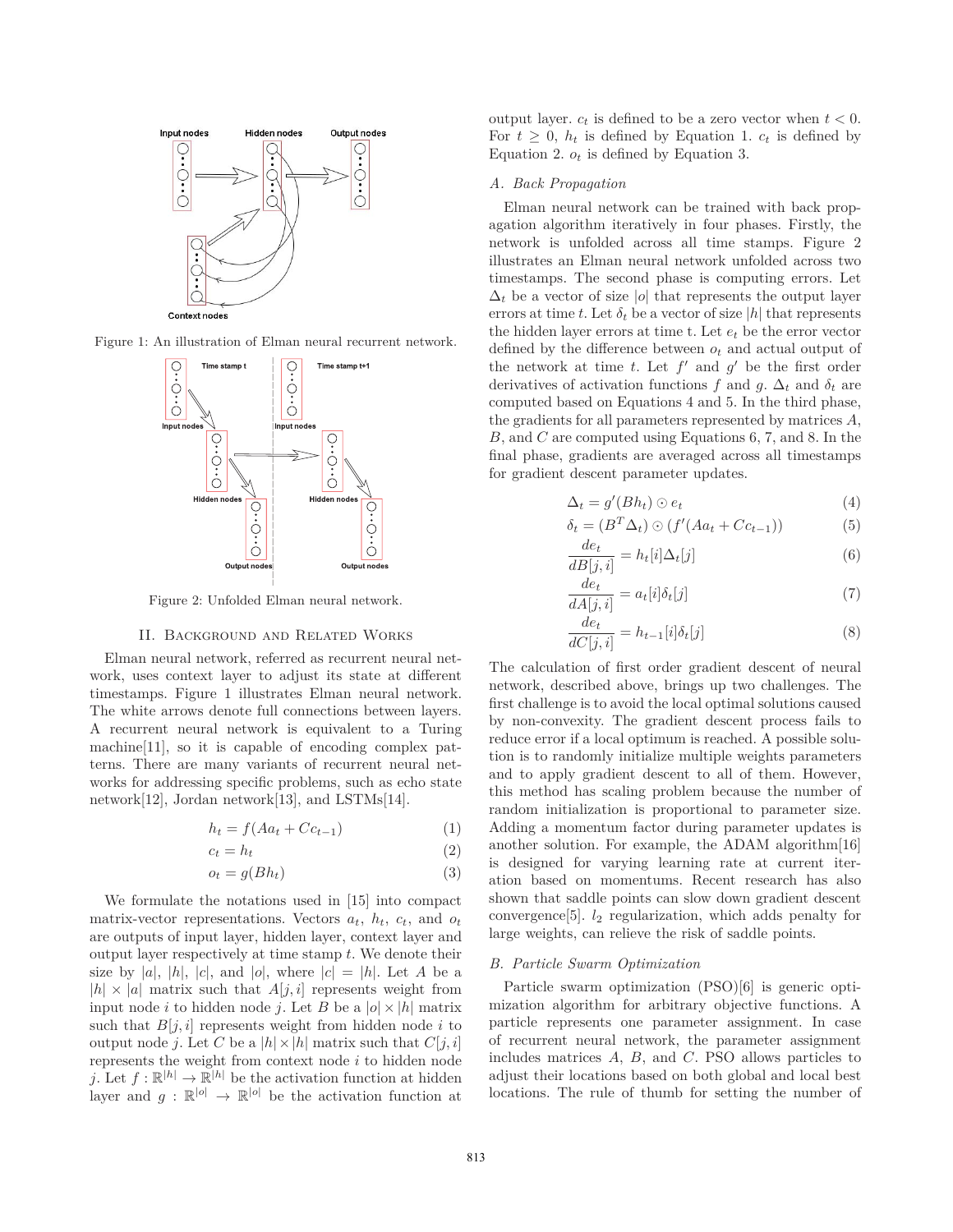Figure 1: An illustration of Elman neural recurrent network.

Figure 2: Unfolded Elman neural network.

## II. Background and Related Works

Elman neural network, referred as recurrent neural network, uses context layer to adjust its state at different timestamps. Figure 1 illustrates Elman neural network. The white arrows denote full connections between layers. A recurrent neural network is equivalent to a Turing machine[11], so it is capable of encoding complex patterns. There are many variants of recurrent neural networks for addressing specific problems, such as echo state network[12], Jordan network[13], and LSTMs[14].

$$h_t = f(Aa_t + Cc_{t-1}) \tag{1}$$

$$c_t = h_t \tag{2}$$

$$o_t = g(Bh_t) \tag{3}$$

We formulate the notations used in [15] into compact matrix-vector representations. Vectors $a_t$, $h_t$, $c_t$, and $o_t$ are outputs of input layer, hidden layer, context layer and output layer respectively at time stamp $t$. We denote their size by $|a|$, $|h|$, $|c|$, and $|o|$, where $|c| = |h|$. Let $A$ be a $|h| \times |a|$ matrix such that $A[j, i]$ represents weight from input node $i$ to hidden node $j$. Let $B$ be a $|o| \times |h|$ matrix such that $B[j, i]$ represents weight from hidden node $i$ to output node $j$. Let $C$ be a $|h| \times |h|$ matrix such that $C[j, i]$ represents the weight from context node $i$ to hidden node $j$. Let $f : \mathbb{R}^{|h|} \rightarrow \mathbb{R}^{|h|}$ be the activation function at hidden layer and $g : \mathbb{R}^{|o|} \rightarrow \mathbb{R}^{|o|}$ be the activation function at output layer. $c_t$ is defined to be a zero vector when $t < 0$. For $t \geq 0$, $h_t$ is defined by Equation 1. $c_t$ is defined by Equation 2. $o_t$ is defined by Equation 3.

### A. Back Propagation

Elman neural network can be trained with back propagation algorithm iteratively in four phases. Firstly, the network is unfolded across all time stamps. Figure 2 illustrates an Elman neural network unfolded across two timestamps. The second phase is computing errors. Let $\Delta_t$ be a vector of size $|o|$ that represents the output layer errors at time $t$. Let $\delta_t$ be a vector of size $|h|$ that represents the hidden layer errors at time t. Let $e_t$ be the error vector defined by the difference between $o_t$ and actual output of the network at time $t$. Let $f'$ and $g'$ be the first order derivatives of activation functions $f$ and $g$. $\Delta_t$ and $\delta_t$ are computed based on Equations 4 and 5. In the third phase, the gradients for all parameters represented by matrices $A$, $B$, and $C$ are computed using Equations 6, 7, and 8. In the final phase, gradients are averaged across all timestamps for gradient descent parameter updates.

$$\Delta_t = g'(Bh_t) \odot e_t \tag{4}$$

$$\delta_t = (B^T \Delta_t) \odot (f'(Aa_t + Cc_{t-1})) \tag{5}$$

$$\frac{de_t}{dB[j,i]} = h_t[i]\Delta_t[j] \tag{6}$$

$$\frac{de_t}{dA[j,i]} = a_t[i]\delta_t[j] \tag{7}$$

$$\frac{de_t}{dC[j,i]} = h_{t-1}[i]\delta_t[j] \tag{8}$$

The calculation of first order gradient descent of neural network, described above, brings up two challenges. The first challenge is to avoid the local optimal solutions caused by non-convexity. The gradient descent process fails to reduce error if a local optimum is reached. A possible solution is to randomly initialize multiple weights parameters and to apply gradient descent to all of them. However, this method has scaling problem because the number of random initialization is proportional to parameter size. Adding a momentum factor during parameter updates is another solution. For example, the ADAM algorithm[16] is designed for varying learning rate at current iteration based on momentums. Recent research has also shown that saddle points can slow down gradient descent convergence[5]. $l_2$ regularization, which adds penalty for large weights, can relieve the risk of saddle points.

### B. Particle Swarm Optimization

Particle swarm optimization (PSO)[6] is generic optimization algorithm for arbitrary objective functions. A particle represents one parameter assignment. In case of recurrent neural network, the parameter assignment includes matrices $A$, $B$, and $C$. PSO allows particles to adjust their locations based on both global and local best locations. The rule of thumb for setting the number of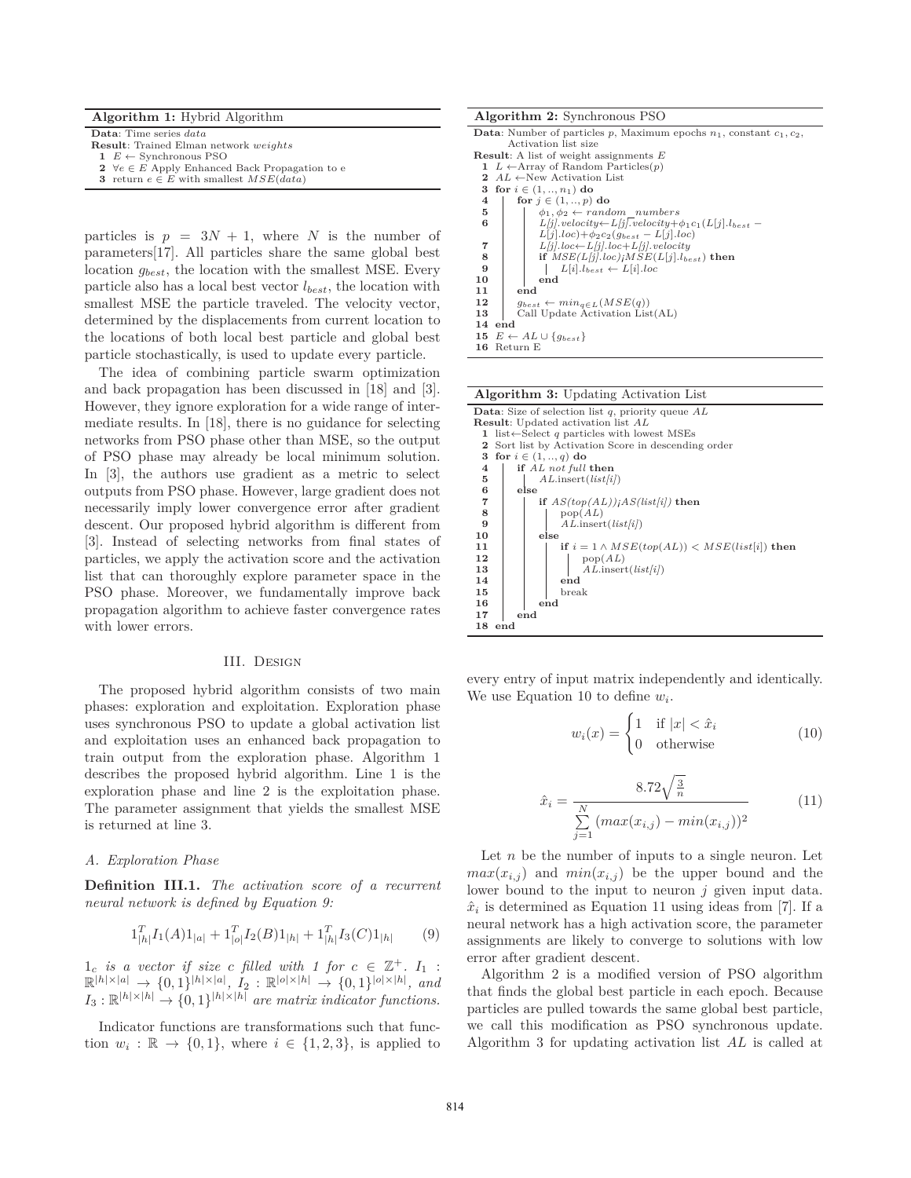**Algorithm 1:** Hybrid Algorithm

**Data**: Time series *data*
**Result**: Trained Elman network *weights*

```
1  E ← Synchronous PSO
2  ∀e ∈ E Apply Enhanced Back Propagation to e
3  return e ∈ E with smallest MSE(data)
```

particles is $p = 3N + 1$, where $N$ is the number of parameters[17]. All particles share the same global best location $g_{best}$, the location with the smallest MSE. Every particle also has a local best vector $l_{best}$, the location with smallest MSE the particle traveled. The velocity vector, determined by the displacements from current location to the locations of both local best particle and global best particle stochastically, is used to update every particle.

The idea of combining particle swarm optimization and back propagation has been discussed in [18] and [3]. However, they ignore exploration for a wide range of intermediate results. In [18], there is no guidance for selecting networks from PSO phase other than MSE, so the output of PSO phase may already be local minimum solution. In [3], the authors use gradient as a metric to select outputs from PSO phase. However, large gradient does not necessarily imply lower convergence error after gradient descent. Our proposed hybrid algorithm is different from [3]. Instead of selecting networks from final states of particles, we apply the activation score and the activation list that can thoroughly explore parameter space in the PSO phase. Moreover, we fundamentally improve back propagation algorithm to achieve faster convergence rates with lower errors.

## III. Design

The proposed hybrid algorithm consists of two main phases: exploration and exploitation. Exploration phase uses synchronous PSO to update a global activation list and exploitation uses an enhanced back propagation to train output from the exploration phase. Algorithm 1 describes the proposed hybrid algorithm. Line 1 is the exploration phase and line 2 is the exploitation phase. The parameter assignment that yields the smallest MSE is returned at line 3.

### A. Exploration Phase

**Definition III.1.** *The activation score of a recurrent neural network is defined by Equation 9:*

$$1^T_{|h|} I_1(A) 1_{|a|} + 1^T_{|o|} I_2(B) 1_{|h|} + 1^T_{|h|} I_3(C) 1_{|h|} \qquad (9)$$

*$1_c$ is a vector if size $c$ filled with 1 for $c \in \mathbb{Z}^+$. $I_1 : \mathbb{R}^{|h|\times|a|} \rightarrow \{0,1\}^{|h|\times|a|}$, $I_2 : \mathbb{R}^{|o|\times|h|} \rightarrow \{0,1\}^{|o|\times|h|}$, and $I_3 : \mathbb{R}^{|h|\times|h|} \rightarrow \{0,1\}^{|h|\times|h|}$ are matrix indicator functions.*

Indicator functions are transformations such that function $w_i : \mathbb{R} \rightarrow \{0,1\}$, where $i \in \{1,2,3\}$, is applied to every entry of input matrix independently and identically. We use Equation 10 to define $w_i$.

$$w_i(x) = \begin{cases} 1 & \text{if } |x| < \hat{x}_i \\ 0 & \text{otherwise} \end{cases} \qquad (10)$$

$$\hat{x}_i = \frac{8.72\sqrt{\frac{3}{n}}}{\sum\limits_{j=1}^{N} (max(x_{i,j}) - min(x_{i,j}))^2} \qquad (11)$$

Let $n$ be the number of inputs to a single neuron. Let $max(x_{i,j})$ and $min(x_{i,j})$ be the upper bound and the lower bound to the input to neuron $j$ given input data. $\hat{x}_i$ is determined as Equation 11 using ideas from [7]. If a neural network has a high activation score, the parameter assignments are likely to converge to solutions with low error after gradient descent.

Algorithm 2 is a modified version of PSO algorithm that finds the global best particle in each epoch. Because particles are pulled towards the same global best particle, we call this modification as PSO synchronous update. Algorithm 3 for updating activation list $AL$ is called at

**Algorithm 2:** Synchronous PSO

**Data**: Number of particles $p$, Maximum epochs $n_1$, constant $c_1, c_2$, Activation list size
**Result**: A list of weight assignments $E$

```
1  L ← Array of Random Particles(p)
2  AL ← New Activation List
3  for i ∈ (1, .., n1) do
4      for j ∈ (1, .., p) do
5          φ1, φ2 ← random_numbers
6          L[j].velocity ← L[j].velocity + φ1 c1 (L[j].l_best − L[j].loc) + φ2 c2 (g_best − L[j].loc)
7          L[j].loc ← L[j].loc + L[j].velocity
8          if MSE(L[j].loc) < MSE(L[j].l_best) then
9              L[i].l_best ← L[i].loc
10         end
11     end
12     g_best ← min_{q∈L}(MSE(q))
13     Call Update Activation List(AL)
14 end
15 E ← AL ∪ {g_best}
16 Return E
```

**Algorithm 3:** Updating Activation List

**Data**: Size of selection list $q$, priority queue $AL$
**Result**: Updated activation list $AL$

```
1  list ← Select q particles with lowest MSEs
2  Sort list by Activation Score in descending order
3  for i ∈ (1, .., q) do
4      if AL not full then
5          AL.insert(list[i])
6      else
7          if AS(top(AL)) < AS(list[i]) then
8              pop(AL)
9              AL.insert(list[i])
10         else
11             if i = 1 ∧ MSE(top(AL)) < MSE(list[i]) then
12                 pop(AL)
13                 AL.insert(list[i])
14             end
15             break
16         end
17     end
18 end
```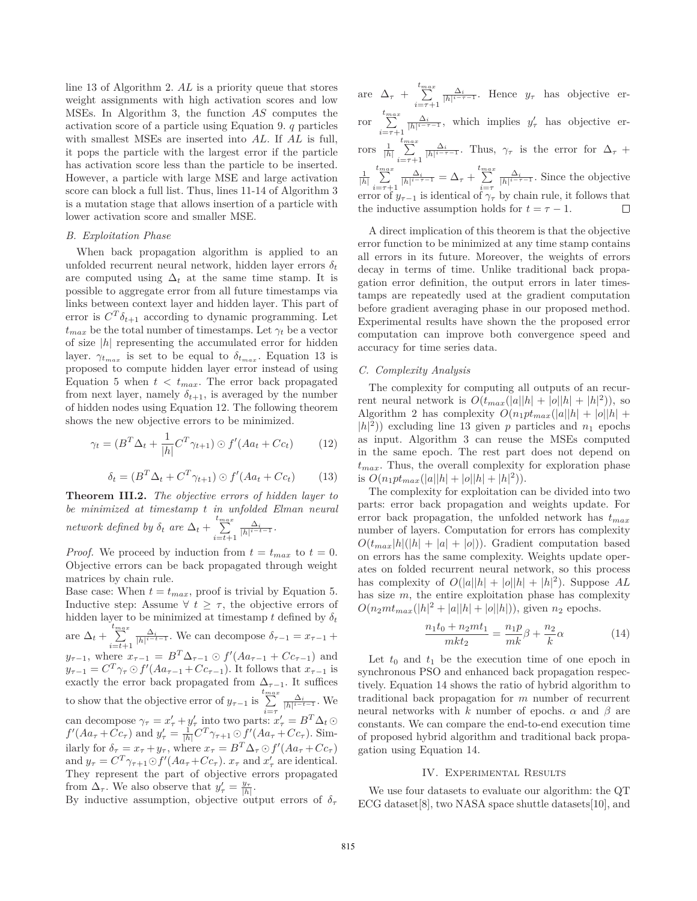line 13 of Algorithm 2. $AL$ is a priority queue that stores weight assignments with high activation scores and low MSEs. In Algorithm 3, the function $AS$ computes the activation score of a particle using Equation 9. $q$ particles with smallest MSEs are inserted into $AL$. If $AL$ is full, it pops the particle with the largest error if the particle has activation score less than the particle to be inserted. However, a particle with large MSE and large activation score can block a full list. Thus, lines 11-14 of Algorithm 3 is a mutation stage that allows insertion of a particle with lower activation score and smaller MSE.

### B. Exploitation Phase

When back propagation algorithm is applied to an unfolded recurrent neural network, hidden layer errors $\delta_t$ are computed using $\Delta_t$ at the same time stamp. It is possible to aggregate error from all future timestamps via links between context layer and hidden layer. This part of error is $C^T\delta_{t+1}$ according to dynamic programming. Let $t_{max}$ be the total number of timestamps. Let $\gamma_t$ be a vector of size $|h|$ representing the accumulated error for hidden layer. $\gamma_{t_{max}}$ is set to be equal to $\delta_{t_{max}}$. Equation 13 is proposed to compute hidden layer error instead of using Equation 5 when $t < t_{max}$. The error back propagated from next layer, namely $\delta_{t+1}$, is averaged by the number of hidden nodes using Equation 12. The following theorem shows the new objective errors to be minimized.

$$\gamma_t = (B^T\Delta_t + \frac{1}{|h|}C^T\gamma_{t+1}) \odot f'(Aa_t + Cc_t) \tag{12}$$

$$\delta_t = (B^T\Delta_t + C^T\gamma_{t+1}) \odot f'(Aa_t + Cc_t) \tag{13}$$

**Theorem III.2.** *The objective errors of hidden layer to be minimized at timestamp $t$ in unfolded Elman neural network defined by $\delta_t$ are $\Delta_t + \sum_{i=t+1}^{t_{max}} \frac{\Delta_i}{|h|^{i-t-1}}$.*

*Proof.* We proceed by induction from $t = t_{max}$ to $t = 0$. Objective errors can be back propagated through weight matrices by chain rule.

Base case: When $t = t_{max}$, proof is trivial by Equation 5.

Inductive step: Assume $\forall\ t \geq \tau$, the objective errors of hidden layer to be minimized at timestamp $t$ defined by $\delta_t$ are $\Delta_t + \sum_{i=t+1}^{t_{max}} \frac{\Delta_i}{|h|^{i-t-1}}$. We can decompose $\delta_{\tau-1} = x_{\tau-1} + y_{\tau-1}$, where $x_{\tau-1} = B^T\Delta_{\tau-1} \odot f'(Aa_{\tau-1} + Cc_{\tau-1})$ and $y_{\tau-1} = C^T\gamma_\tau \odot f'(Aa_{\tau-1} + Cc_{\tau-1})$. It follows that $x_{\tau-1}$ is exactly the error back propagated from $\Delta_{\tau-1}$. It suffices to show that the objective error of $y_{\tau-1}$ is $\sum_{i=\tau}^{t_{max}} \frac{\Delta_i}{|h|^{i-t-1}}$. We can decompose $\gamma_\tau = x'_\tau + y'_\tau$ into two parts: $x'_\tau = B^T\Delta_t \odot f'(Aa_\tau + Cc_\tau)$ and $y'_\tau = \frac{1}{|h|}C^T\gamma_{\tau+1} \odot f'(Aa_\tau + Cc_\tau)$. Similarly for $\delta_\tau = x_\tau + y_\tau$, where $x_\tau = B^T\Delta_\tau \odot f'(Aa_\tau + Cc_\tau)$ and $y_\tau = C^T\gamma_{\tau+1} \odot f'(Aa_\tau + Cc_\tau)$. $x_\tau$ and $x'_\tau$ are identical. They represent the part of objective errors propagated from $\Delta_\tau$. We also observe that $y'_\tau = \frac{y_\tau}{|h|}$.

By inductive assumption, objective output errors of $\delta_\tau$ are $\Delta_\tau + \sum_{i=\tau+1}^{t_{max}} \frac{\Delta_i}{|h|^{i-\tau-1}}$. Hence $y_\tau$ has objective error $\sum_{i=\tau+1}^{t_{max}} \frac{\Delta_i}{|h|^{i-\tau-1}}$, which implies $y'_\tau$ has objective errors $\frac{1}{|h|}\sum_{i=\tau+1}^{t_{max}} \frac{\Delta_i}{|h|^{i-\tau-1}}$. Thus, $\gamma_\tau$ is the error for $\Delta_\tau + \frac{1}{|h|}\sum_{i=\tau+1}^{t_{max}} \frac{\Delta_i}{|h|^{i-\tau-1}} = \Delta_\tau + \sum_{i=\tau}^{t_{max}} \frac{\Delta_i}{|h|^{i-\tau-1}}$. Since the objective error of $y_{\tau-1}$ is identical of $\gamma_\tau$ by chain rule, it follows that the inductive assumption holds for $t = \tau - 1$. $\square$

A direct implication of this theorem is that the objective error function to be minimized at any time stamp contains all errors in its future. Moreover, the weights of errors decay in terms of time. Unlike traditional back propagation error definition, the output errors in later timestamps are repeatedly used at the gradient computation before gradient averaging phase in our proposed method. Experimental results have shown the the proposed error computation can improve both convergence speed and accuracy for time series data.

### C. Complexity Analysis

The complexity for computing all outputs of an recurrent neural network is $O(t_{max}(|a||h| + |o||h| + |h|^2))$, so Algorithm 2 has complexity $O(n_1 p t_{max}(|a||h| + |o||h| + |h|^2))$ excluding line 13 given $p$ particles and $n_1$ epochs as input. Algorithm 3 can reuse the MSEs computed in the same epoch. The rest part does not depend on $t_{max}$. Thus, the overall complexity for exploration phase is $O(n_1 p t_{max}(|a||h| + |o||h| + |h|^2))$.

The complexity for exploitation can be divided into two parts: error back propagation and weights update. For error back propagation, the unfolded network has $t_{max}$ number of layers. Computation for errors has complexity $O(t_{max}|h|(|h| + |a| + |o|))$. Gradient computation based on errors has the same complexity. Weights update operates on folded recurrent neural network, so this process has complexity of $O(|a||h| + |o||h| + |h|^2)$. Suppose $AL$ has size $m$, the entire exploitation phase has complexity $O(n_2 m t_{max}(|h|^2 + |a||h| + |o||h|))$, given $n_2$ epochs.

$$\frac{n_1 t_0 + n_2 m t_1}{m k t_2} = \frac{n_1 p}{m k}\beta + \frac{n_2}{k}\alpha \tag{14}$$

Let $t_0$ and $t_1$ be the execution time of one epoch in synchronous PSO and enhanced back propagation respectively. Equation 14 shows the ratio of hybrid algorithm to traditional back propagation for $m$ number of recurrent neural networks with $k$ number of epochs. $\alpha$ and $\beta$ are constants. We can compare the end-to-end execution time of proposed hybrid algorithm and traditional back propagation using Equation 14.

## IV. Experimental Results

We use four datasets to evaluate our algorithm: the QT ECG dataset[8], two NASA space shuttle datasets[10], and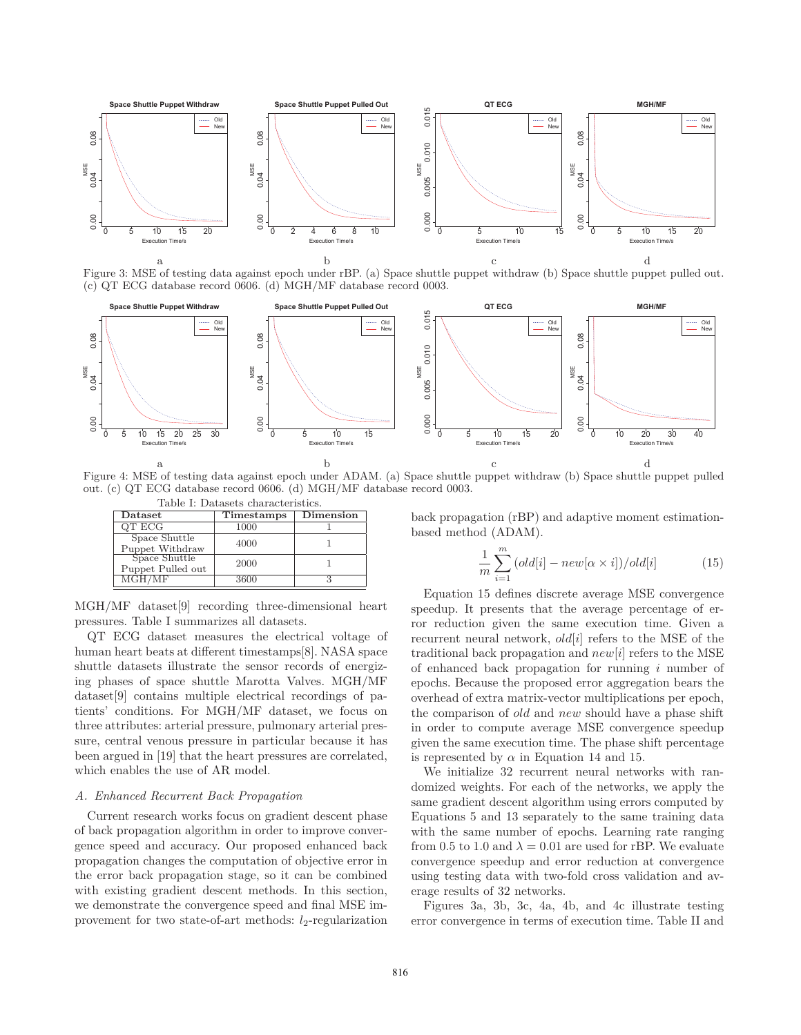Figure 3: MSE of testing data against epoch under rBP. (a) Space shuttle puppet withdraw (b) Space shuttle puppet pulled out. (c) QT ECG database record 0606. (d) MGH/MF database record 0003.

Figure 4: MSE of testing data against epoch under ADAM. (a) Space shuttle puppet withdraw (b) Space shuttle puppet pulled out. (c) QT ECG database record 0606. (d) MGH/MF database record 0003.

Table I: Datasets characteristics.

| Dataset | Timestamps | Dimension |
|---|---|---|
| QT ECG | 1000 | 1 |
| Space Shuttle Puppet Withdraw | 4000 | 1 |
| Space Shuttle Puppet Pulled out | 2000 | 1 |
| MGH/MF | 3600 | 3 |

MGH/MF dataset[9] recording three-dimensional heart pressures. Table I summarizes all datasets.

QT ECG dataset measures the electrical voltage of human heart beats at different timestamps[8]. NASA space shuttle datasets illustrate the sensor records of energizing phases of space shuttle Marotta Valves. MGH/MF dataset[9] contains multiple electrical recordings of patients' conditions. For MGH/MF dataset, we focus on three attributes: arterial pressure, pulmonary arterial pressure, central venous pressure in particular because it has been argued in [19] that the heart pressures are correlated, which enables the use of AR model.

### A. Enhanced Recurrent Back Propagation

Current research works focus on gradient descent phase of back propagation algorithm in order to improve convergence speed and accuracy. Our proposed enhanced back propagation changes the computation of objective error in the error back propagation stage, so it can be combined with existing gradient descent methods. In this section, we demonstrate the convergence speed and final MSE improvement for two state-of-art methods: $l_2$-regularization back propagation (rBP) and adaptive moment estimation-based method (ADAM).

$$\frac{1}{m}\sum_{i=1}^{m}(old[i] - new[\alpha \times i])/old[i] \tag{15}$$

Equation 15 defines discrete average MSE convergence speedup. It presents that the average percentage of error reduction given the same execution time. Given a recurrent neural network, $old[i]$ refers to the MSE of the traditional back propagation and $new[i]$ refers to the MSE of enhanced back propagation for running $i$ number of epochs. Because the proposed error aggregation bears the overhead of extra matrix-vector multiplications per epoch, the comparison of *old* and *new* should have a phase shift in order to compute average MSE convergence speedup given the same execution time. The phase shift percentage is represented by $\alpha$ in Equation 14 and 15.

We initialize 32 recurrent neural networks with randomized weights. For each of the networks, we apply the same gradient descent algorithm using errors computed by Equations 5 and 13 separately to the same training data with the same number of epochs. Learning rate ranging from 0.5 to 1.0 and $\lambda = 0.01$ are used for rBP. We evaluate convergence speedup and error reduction at convergence using testing data with two-fold cross validation and average results of 32 networks.

Figures 3a, 3b, 3c, 4a, 4b, and 4c illustrate testing error convergence in terms of execution time. Table II and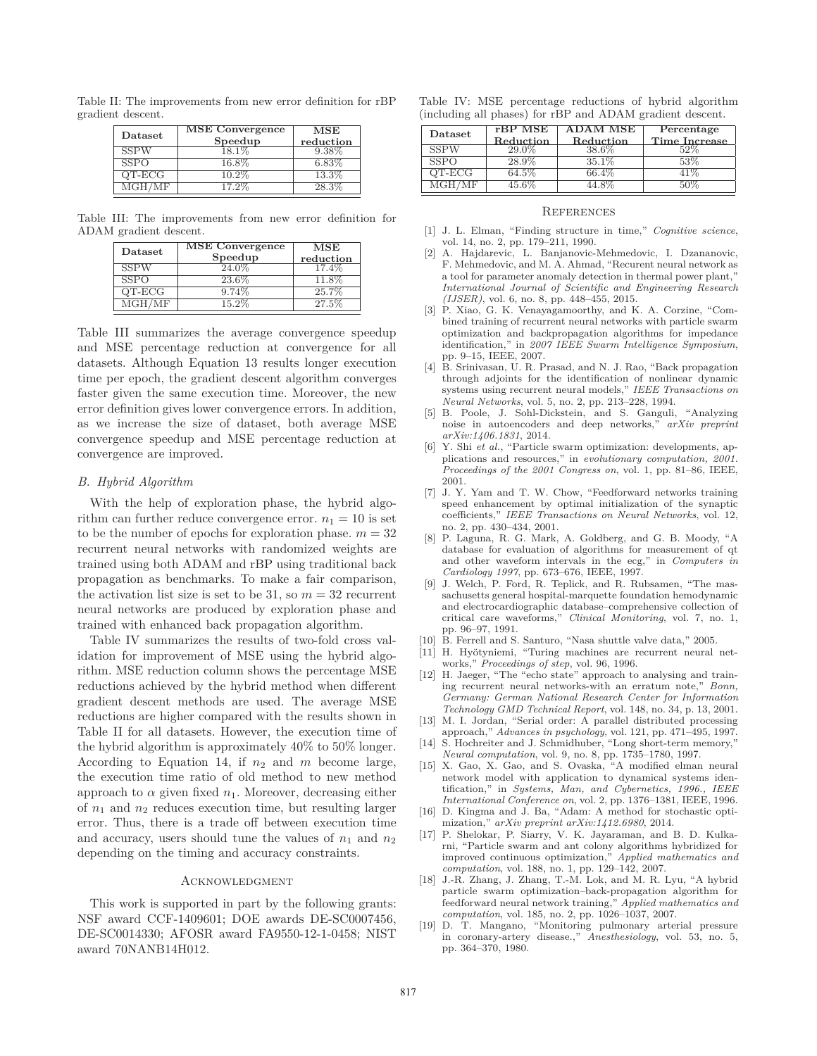Table II: The improvements from new error definition for rBP gradient descent.

| Dataset | MSE Convergence Speedup | MSE reduction |
|---|---|---|
| SSPW | 18.1% | 9.38% |
| SSPO | 16.8% | 6.83% |
| QT-ECG | 10.2% | 13.3% |
| MGH/MF | 17.2% | 28.3% |

Table III: The improvements from new error definition for ADAM gradient descent.

| Dataset | MSE Convergence Speedup | MSE reduction |
|---|---|---|
| SSPW | 24.0% | 17.4% |
| SSPO | 23.6% | 11.8% |
| QT-ECG | 9.74% | 25.7% |
| MGH/MF | 15.2% | 27.5% |

Table III summarizes the average convergence speedup and MSE percentage reduction at convergence for all datasets. Although Equation 13 results longer execution time per epoch, the gradient descent algorithm converges faster given the same execution time. Moreover, the new error definition gives lower convergence errors. In addition, as we increase the size of dataset, both average MSE convergence speedup and MSE percentage reduction at convergence are improved.

### B. Hybrid Algorithm

With the help of exploration phase, the hybrid algorithm can further reduce convergence error. $n_1 = 10$ is set to be the number of epochs for exploration phase. $m = 32$ recurrent neural networks with randomized weights are trained using both ADAM and rBP using traditional back propagation as benchmarks. To make a fair comparison, the activation list size is set to be 31, so $m = 32$ recurrent neural networks are produced by exploration phase and trained with enhanced back propagation algorithm.

Table IV summarizes the results of two-fold cross validation for improvement of MSE using the hybrid algorithm. MSE reduction column shows the percentage MSE reductions achieved by the hybrid method when different gradient descent methods are used. The average MSE reductions are higher compared with the results shown in Table II for all datasets. However, the execution time of the hybrid algorithm is approximately 40% to 50% longer. According to Equation 14, if $n_2$ and $m$ become large, the execution time ratio of old method to new method approach to $\alpha$ given fixed $n_1$. Moreover, decreasing either of $n_1$ and $n_2$ reduces execution time, but resulting larger error. Thus, there is a trade off between execution time and accuracy, users should tune the values of $n_1$ and $n_2$ depending on the timing and accuracy constraints.

Table IV: MSE percentage reductions of hybrid algorithm (including all phases) for rBP and ADAM gradient descent.

| Dataset | rBP MSE Reduction | ADAM MSE Reduction | Percentage Time Increase |
|---|---|---|---|
| SSPW | 29.0% | 38.6% | 52% |
| SSPO | 28.9% | 35.1% | 53% |
| QT-ECG | 64.5% | 66.4% | 41% |
| MGH/MF | 45.6% | 44.8% | 50% |

## Acknowledgment

This work is supported in part by the following grants: NSF award CCF-1409601; DOE awards DE-SC0007456, DE-SC0014330; AFOSR award FA9550-12-1-0458; NIST award 70NANB14H012.

## References

[1] J. L. Elman, "Finding structure in time," *Cognitive science*, vol. 14, no. 2, pp. 179–211, 1990.

[2] A. Hajdarevic, L. Banjanovic-Mehmedovic, I. Dzananovic, F. Mehmedovic, and M. A. Ahmad, "Recurent neural network as a tool for parameter anomaly detection in thermal power plant," *International Journal of Scientific and Engineering Research (IJSER)*, vol. 6, no. 8, pp. 448–455, 2015.

[3] P. Xiao, G. K. Venayagamoorthy, and K. A. Corzine, "Combined training of recurrent neural networks with particle swarm optimization and backpropagation algorithms for impedance identification," in *2007 IEEE Swarm Intelligence Symposium*, pp. 9–15, IEEE, 2007.

[4] B. Srinivasan, U. R. Prasad, and N. J. Rao, "Back propagation through adjoints for the identification of nonlinear dynamic systems using recurrent neural models," *IEEE Transactions on Neural Networks*, vol. 5, no. 2, pp. 213–228, 1994.

[5] B. Poole, J. Sohl-Dickstein, and S. Ganguli, "Analyzing noise in autoencoders and deep networks," *arXiv preprint arXiv:1406.1831*, 2014.

[6] Y. Shi *et al.*, "Particle swarm optimization: developments, applications and resources," in *evolutionary computation, 2001. Proceedings of the 2001 Congress on*, vol. 1, pp. 81–86, IEEE, 2001.

[7] J. Y. Yam and T. W. Chow, "Feedforward networks training speed enhancement by optimal initialization of the synaptic coefficients," *IEEE Transactions on Neural Networks*, vol. 12, no. 2, pp. 430–434, 2001.

[8] P. Laguna, R. G. Mark, A. Goldberg, and G. B. Moody, "A database for evaluation of algorithms for measurement of qt and other waveform intervals in the ecg," in *Computers in Cardiology 1997*, pp. 673–676, IEEE, 1997.

[9] J. Welch, P. Ford, R. Teplick, and R. Rubsamen, "The massachusetts general hospital-marquette foundation hemodynamic and electrocardiographic database–comprehensive collection of critical care waveforms," *Clinical Monitoring*, vol. 7, no. 1, pp. 96–97, 1991.

[10] B. Ferrell and S. Santuro, "Nasa shuttle valve data," 2005.

[11] H. Hyötyniemi, "Turing machines are recurrent neural networks," *Proceedings of step*, vol. 96, 1996.

[12] H. Jaeger, "The "echo state" approach to analysing and training recurrent neural networks-with an erratum note," *Bonn, Germany: German National Research Center for Information Technology GMD Technical Report*, vol. 148, no. 34, p. 13, 2001.

[13] M. I. Jordan, "Serial order: A parallel distributed processing approach," *Advances in psychology*, vol. 121, pp. 471–495, 1997.

[14] S. Hochreiter and J. Schmidhuber, "Long short-term memory," *Neural computation*, vol. 9, no. 8, pp. 1735–1780, 1997.

[15] X. Gao, X. Gao, and S. Ovaska, "A modified elman neural network model with application to dynamical systems identification," in *Systems, Man, and Cybernetics, 1996., IEEE International Conference on*, vol. 2, pp. 1376–1381, IEEE, 1996.

[16] D. Kingma and J. Ba, "Adam: A method for stochastic optimization," *arXiv preprint arXiv:1412.6980*, 2014.

[17] P. Shelokar, P. Siarry, V. K. Jayaraman, and B. D. Kulkarni, "Particle swarm and ant colony algorithms hybridized for improved continuous optimization," *Applied mathematics and computation*, vol. 188, no. 1, pp. 129–142, 2007.

[18] J.-R. Zhang, J. Zhang, T.-M. Lok, and M. R. Lyu, "A hybrid particle swarm optimization–back-propagation algorithm for feedforward neural network training," *Applied mathematics and computation*, vol. 185, no. 2, pp. 1026–1037, 2007.

[19] D. T. Mangano, "Monitoring pulmonary arterial pressure in coronary-artery disease.," *Anesthesiology*, vol. 53, no. 5, pp. 364–370, 1980.